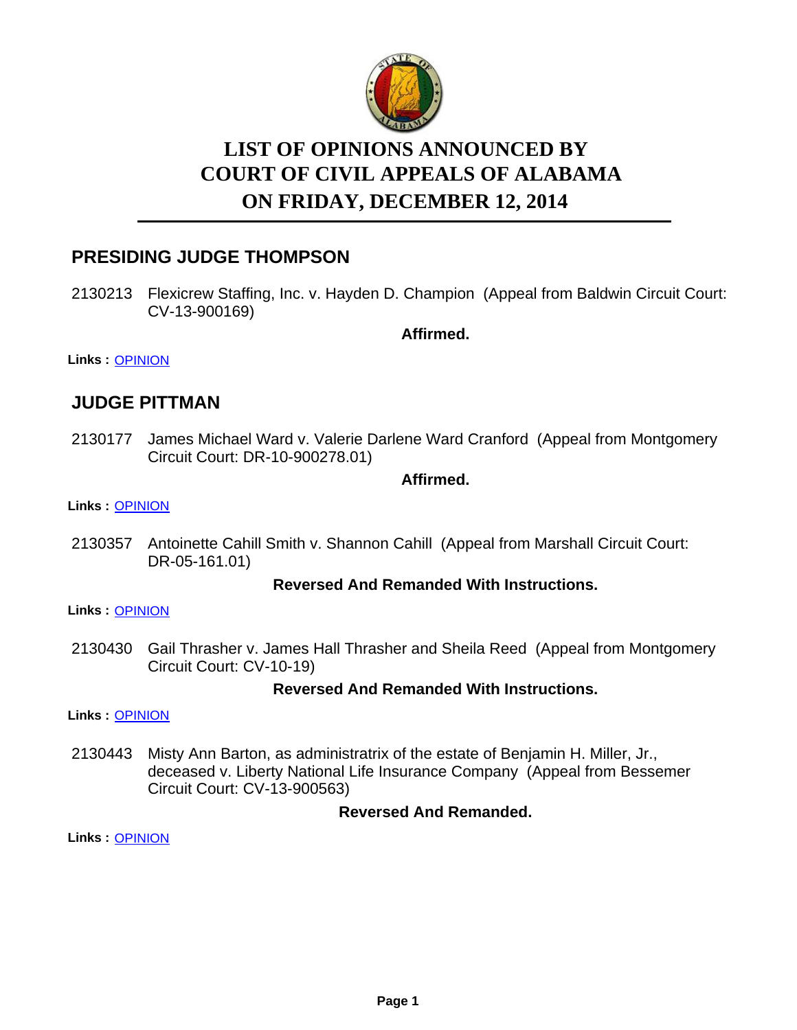# LIST OF OPINIONS ANNOUNCED BY COURT OF CIVIL APPEALS OF ALABAMA ON FRIDAY, DECEMBER 12, 2014

## PRESIDING JUDGE THOMPSON

2130213 Flexicrew Staffing, Inc. v. Hayden D. Champion (Appeal from Baldwin Circuit Court: CV-13-900169)

**Affirmed.**

**Links :** OPINION

## JUDGE PITTMAN

2130177 James Michael Ward v. Valerie Darlene Ward Cranford (Appeal from Montgomery Circuit Court: DR-10-900278.01)

**Affirmed.**

**Links :** OPINION

2130357 Antoinette Cahill Smith v. Shannon Cahill (Appeal from Marshall Circuit Court: DR-05-161.01)

**Reversed And Remanded With Instructions.**

**Links :** OPINION

2130430 Gail Thrasher v. James Hall Thrasher and Sheila Reed (Appeal from Montgomery Circuit Court: CV-10-19)

**Reversed And Remanded With Instructions.**

**Links :** OPINION

2130443 Misty Ann Barton, as administratrix of the estate of Benjamin H. Miller, Jr., deceased v. Liberty National Life Insurance Company (Appeal from Bessemer Circuit Court: CV-13-900563)

**Reversed And Remanded.**

**Links :** OPINION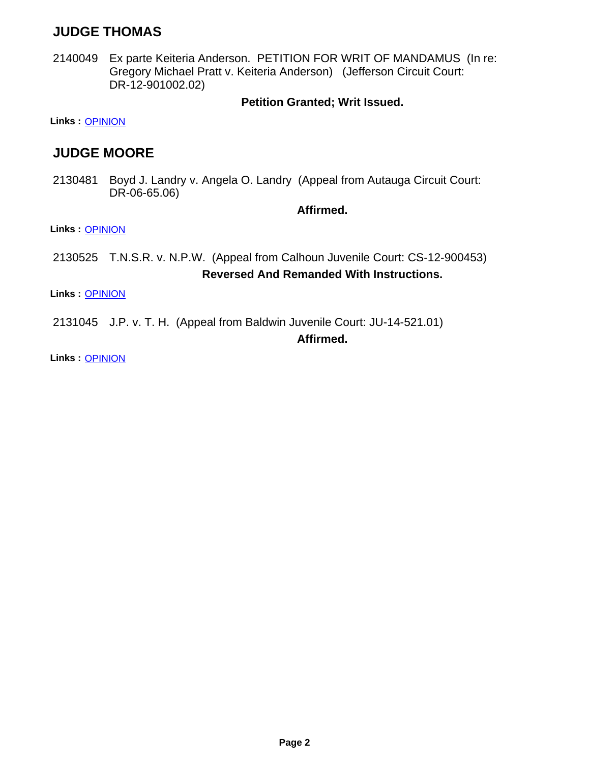## JUDGE THOMAS

2140049 Ex parte Keiteria Anderson. PETITION FOR WRIT OF MANDAMUS (In re: Gregory Michael Pratt v. Keiteria Anderson) (Jefferson Circuit Court: DR-12-901002.02)

**Petition Granted; Writ Issued.**

**Links :** OPINION

## JUDGE MOORE

2130481 Boyd J. Landry v. Angela O. Landry (Appeal from Autauga Circuit Court: DR-06-65.06)

**Affirmed.**

**Links :** OPINION

2130525 T.N.S.R. v. N.P.W. (Appeal from Calhoun Juvenile Court: CS-12-900453)

**Reversed And Remanded With Instructions.**

**Links :** OPINION

2131045 J.P. v. T. H. (Appeal from Baldwin Juvenile Court: JU-14-521.01)

**Affirmed.**

**Links :** OPINION